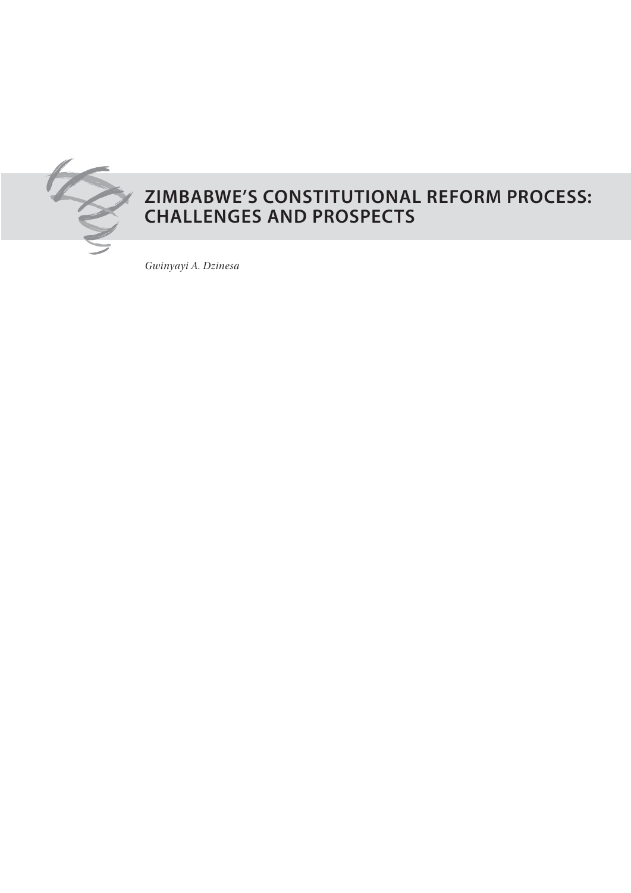# ZIMBABWE'S CONSTITUTIONAL REFORM PROCESS: CHALLENGES AND PROSPECTS

*Gwinyayi A. Dzinesa*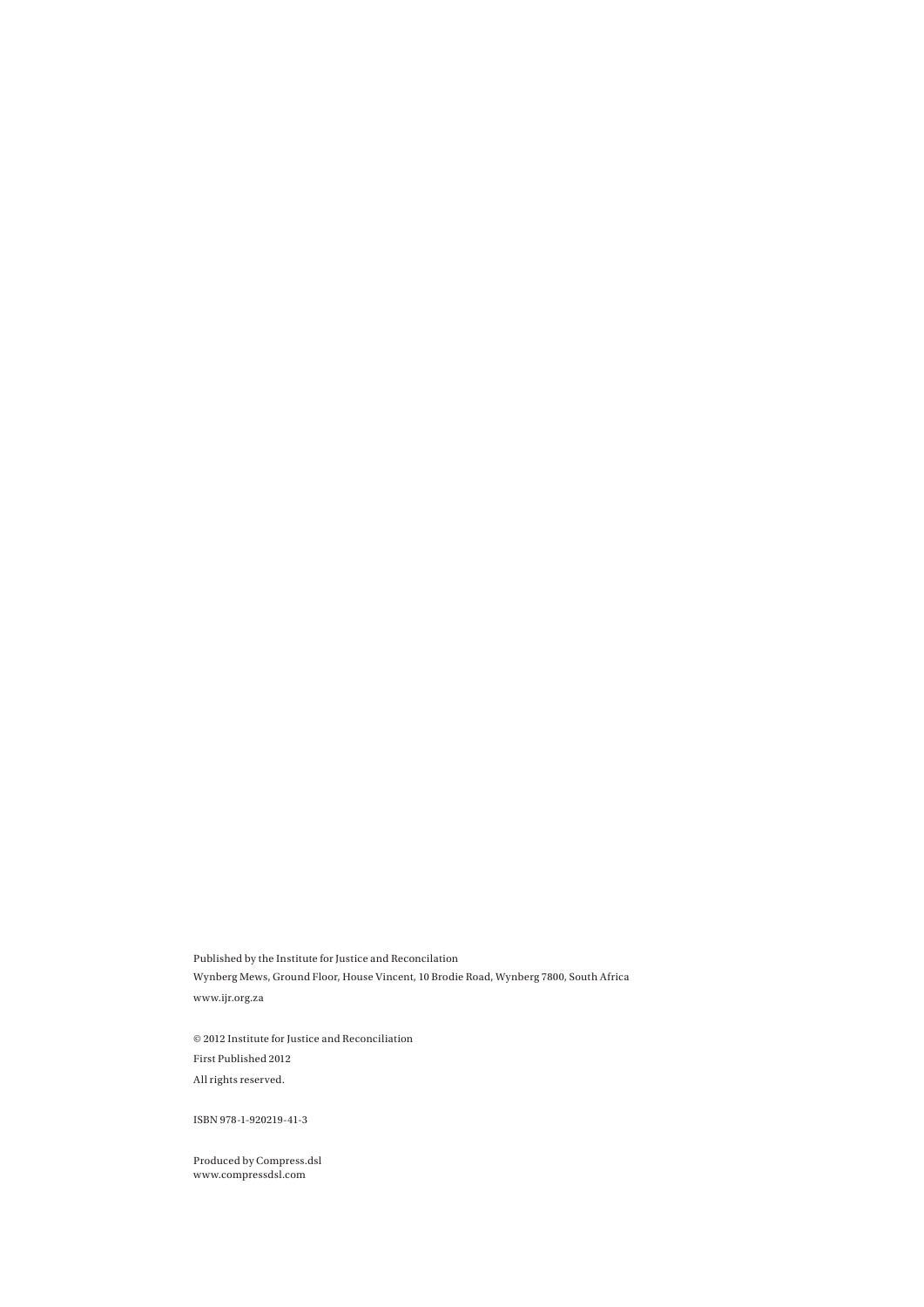Published by the Institute for Justice and Reconcilation

Wynberg Mews, Ground Floor, House Vincent, 10 Brodie Road, Wynberg 7800, South Africa

www.ijr.org.za

© 2012 Institute for Justice and Reconciliation

First Published 2012

All rights reserved.

ISBN 978-1-920219-41-3

Produced by Compress.dsl
www.compressdsl.com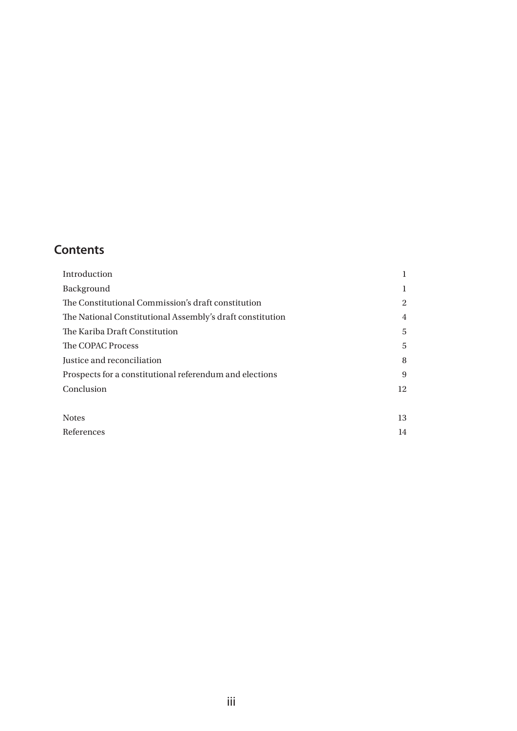## Contents

| | |
|---|---|
| Introduction | 1 |
| Background | 1 |
| The Constitutional Commission's draft constitution | 2 |
| The National Constitutional Assembly's draft constitution | 4 |
| The Kariba Draft Constitution | 5 |
| The COPAC Process | 5 |
| Justice and reconciliation | 8 |
| Prospects for a constitutional referendum and elections | 9 |
| Conclusion | 12 |
| | |
| Notes | 13 |
| References | 14 |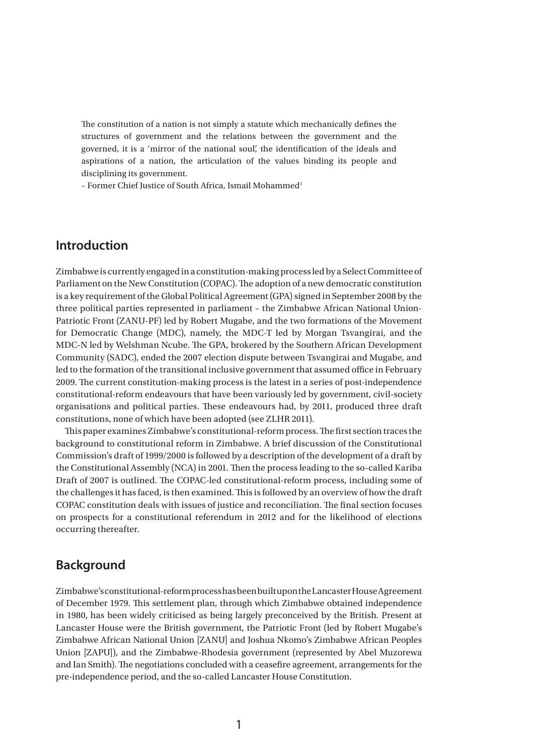> The constitution of a nation is not simply a statute which mechanically defines the structures of government and the relations between the government and the governed, it is a 'mirror of the national soul', the identification of the ideals and aspirations of a nation, the articulation of the values binding its people and disciplining its government.
>
> – Former Chief Justice of South Africa, Ismail Mohammed[1]

## Introduction

Zimbabwe is currently engaged in a constitution-making process led by a Select Committee of Parliament on the New Constitution (COPAC). The adoption of a new democratic constitution is a key requirement of the Global Political Agreement (GPA) signed in September 2008 by the three political parties represented in parliament – the Zimbabwe African National Union-Patriotic Front (ZANU-PF) led by Robert Mugabe, and the two formations of the Movement for Democratic Change (MDC), namely, the MDC-T led by Morgan Tsvangirai, and the MDC-N led by Welshman Ncube. The GPA, brokered by the Southern African Development Community (SADC), ended the 2007 election dispute between Tsvangirai and Mugabe, and led to the formation of the transitional inclusive government that assumed office in February 2009. The current constitution-making process is the latest in a series of post-independence constitutional-reform endeavours that have been variously led by government, civil-society organisations and political parties. These endeavours had, by 2011, produced three draft constitutions, none of which have been adopted (see ZLHR 2011).

This paper examines Zimbabwe's constitutional-reform process. The first section traces the background to constitutional reform in Zimbabwe. A brief discussion of the Constitutional Commission's draft of 1999/2000 is followed by a description of the development of a draft by the Constitutional Assembly (NCA) in 2001. Then the process leading to the so-called Kariba Draft of 2007 is outlined. The COPAC-led constitutional-reform process, including some of the challenges it has faced, is then examined. This is followed by an overview of how the draft COPAC constitution deals with issues of justice and reconciliation. The final section focuses on prospects for a constitutional referendum in 2012 and for the likelihood of elections occurring thereafter.

## Background

Zimbabwe's constitutional-reform process has been built upon the Lancaster House Agreement of December 1979. This settlement plan, through which Zimbabwe obtained independence in 1980, has been widely criticised as being largely preconceived by the British. Present at Lancaster House were the British government, the Patriotic Front (led by Robert Mugabe's Zimbabwe African National Union [ZANU] and Joshua Nkomo's Zimbabwe African Peoples Union [ZAPU]), and the Zimbabwe-Rhodesia government (represented by Abel Muzorewa and Ian Smith). The negotiations concluded with a ceasefire agreement, arrangements for the pre-independence period, and the so-called Lancaster House Constitution.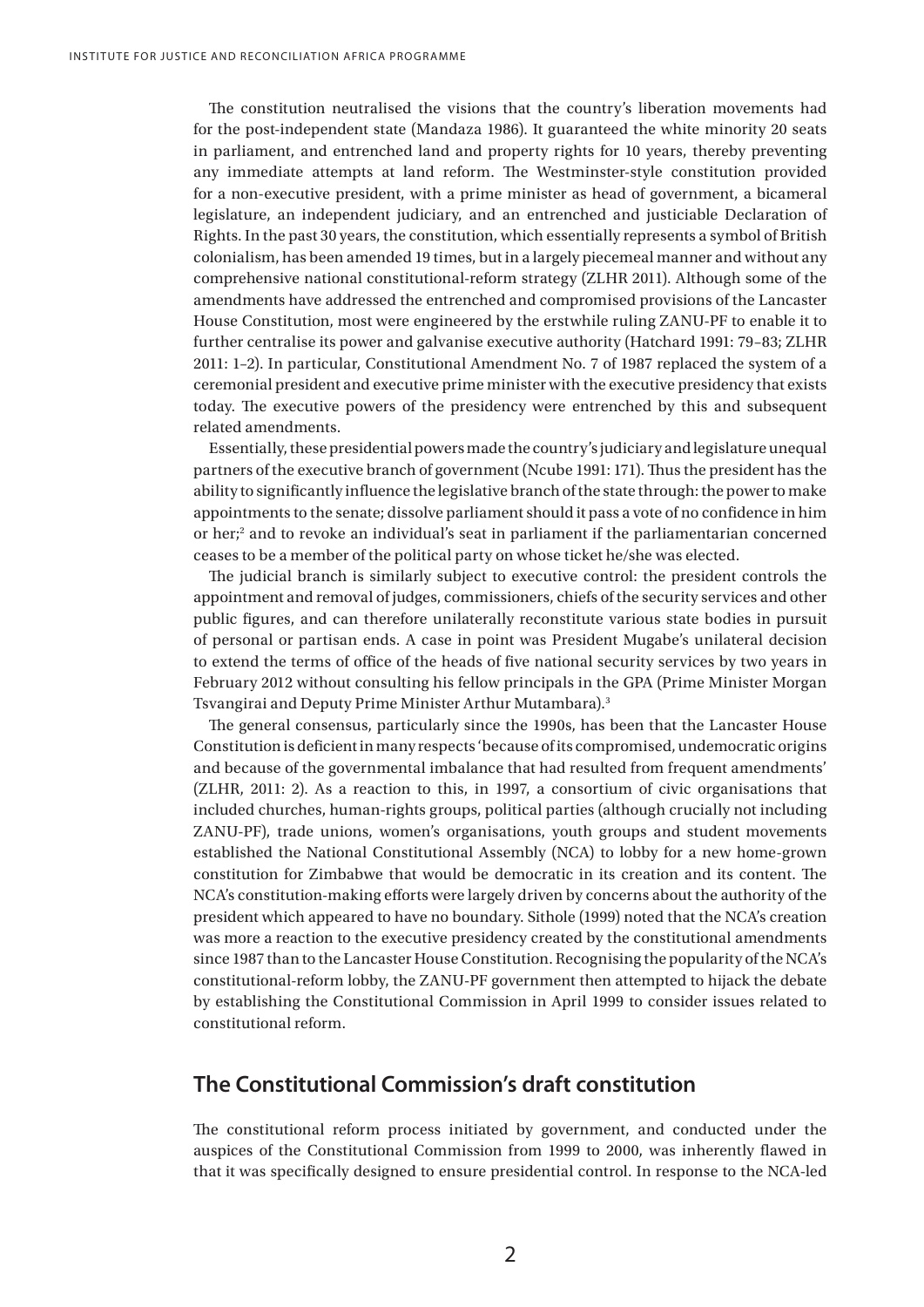The constitution neutralised the visions that the country's liberation movements had for the post-independent state (Mandaza 1986). It guaranteed the white minority 20 seats in parliament, and entrenched land and property rights for 10 years, thereby preventing any immediate attempts at land reform. The Westminster-style constitution provided for a non-executive president, with a prime minister as head of government, a bicameral legislature, an independent judiciary, and an entrenched and justiciable Declaration of Rights. In the past 30 years, the constitution, which essentially represents a symbol of British colonialism, has been amended 19 times, but in a largely piecemeal manner and without any comprehensive national constitutional-reform strategy (ZLHR 2011). Although some of the amendments have addressed the entrenched and compromised provisions of the Lancaster House Constitution, most were engineered by the erstwhile ruling ZANU-PF to enable it to further centralise its power and galvanise executive authority (Hatchard 1991: 79–83; ZLHR 2011: 1–2). In particular, Constitutional Amendment No. 7 of 1987 replaced the system of a ceremonial president and executive prime minister with the executive presidency that exists today. The executive powers of the presidency were entrenched by this and subsequent related amendments.

Essentially, these presidential powers made the country's judiciary and legislature unequal partners of the executive branch of government (Ncube 1991: 171). Thus the president has the ability to significantly influence the legislative branch of the state through: the power to make appointments to the senate; dissolve parliament should it pass a vote of no confidence in him or her;[2] and to revoke an individual's seat in parliament if the parliamentarian concerned ceases to be a member of the political party on whose ticket he/she was elected.

The judicial branch is similarly subject to executive control: the president controls the appointment and removal of judges, commissioners, chiefs of the security services and other public figures, and can therefore unilaterally reconstitute various state bodies in pursuit of personal or partisan ends. A case in point was President Mugabe's unilateral decision to extend the terms of office of the heads of five national security services by two years in February 2012 without consulting his fellow principals in the GPA (Prime Minister Morgan Tsvangirai and Deputy Prime Minister Arthur Mutambara).[3]

The general consensus, particularly since the 1990s, has been that the Lancaster House Constitution is deficient in many respects 'because of its compromised, undemocratic origins and because of the governmental imbalance that had resulted from frequent amendments' (ZLHR, 2011: 2). As a reaction to this, in 1997, a consortium of civic organisations that included churches, human-rights groups, political parties (although crucially not including ZANU-PF), trade unions, women's organisations, youth groups and student movements established the National Constitutional Assembly (NCA) to lobby for a new home-grown constitution for Zimbabwe that would be democratic in its creation and its content. The NCA's constitution-making efforts were largely driven by concerns about the authority of the president which appeared to have no boundary. Sithole (1999) noted that the NCA's creation was more a reaction to the executive presidency created by the constitutional amendments since 1987 than to the Lancaster House Constitution. Recognising the popularity of the NCA's constitutional-reform lobby, the ZANU-PF government then attempted to hijack the debate by establishing the Constitutional Commission in April 1999 to consider issues related to constitutional reform.

## The Constitutional Commission's draft constitution

The constitutional reform process initiated by government, and conducted under the auspices of the Constitutional Commission from 1999 to 2000, was inherently flawed in that it was specifically designed to ensure presidential control. In response to the NCA-led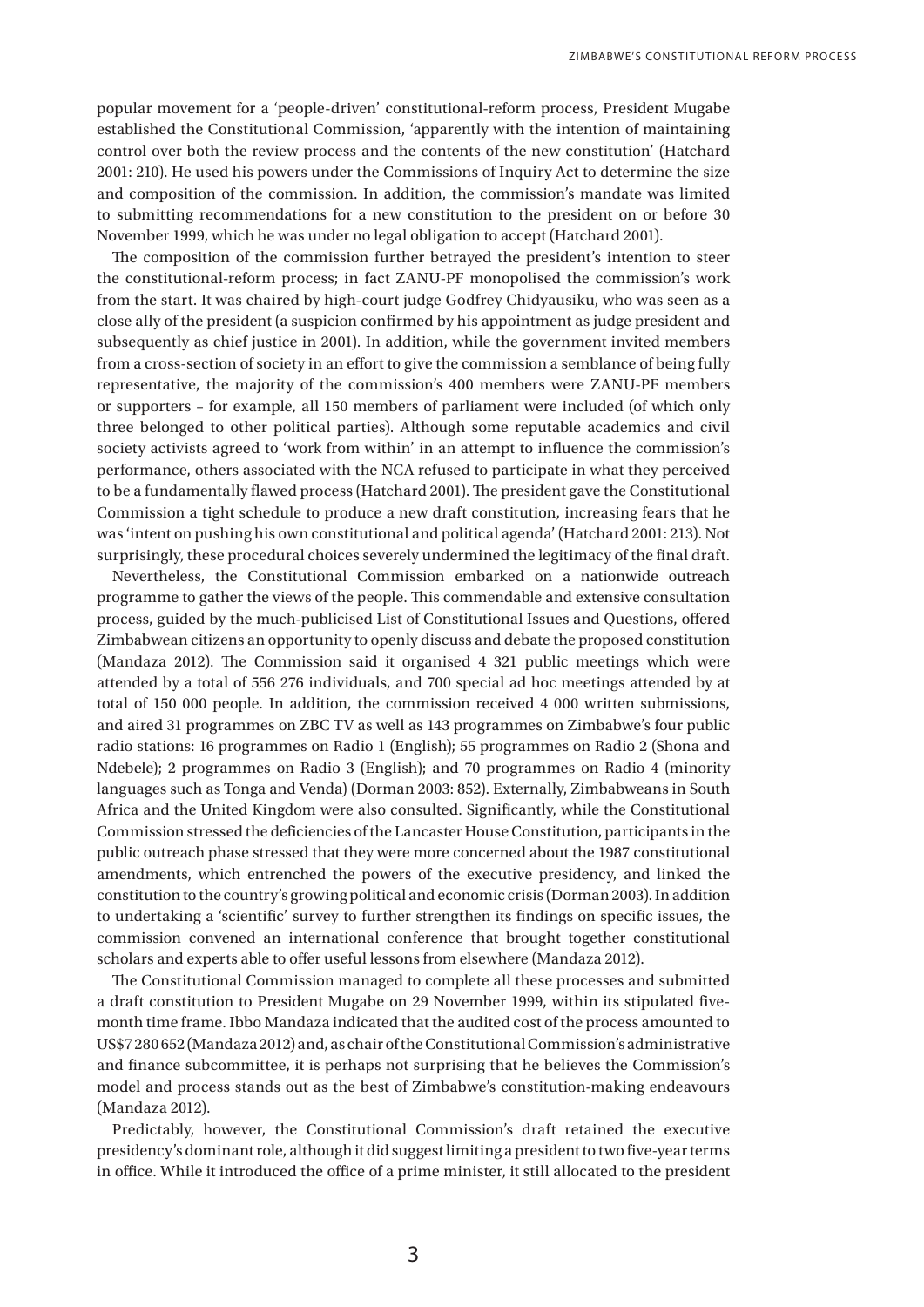popular movement for a 'people-driven' constitutional-reform process, President Mugabe established the Constitutional Commission, 'apparently with the intention of maintaining control over both the review process and the contents of the new constitution' (Hatchard 2001: 210). He used his powers under the Commissions of Inquiry Act to determine the size and composition of the commission. In addition, the commission's mandate was limited to submitting recommendations for a new constitution to the president on or before 30 November 1999, which he was under no legal obligation to accept (Hatchard 2001).

The composition of the commission further betrayed the president's intention to steer the constitutional-reform process; in fact ZANU-PF monopolised the commission's work from the start. It was chaired by high-court judge Godfrey Chidyausiku, who was seen as a close ally of the president (a suspicion confirmed by his appointment as judge president and subsequently as chief justice in 2001). In addition, while the government invited members from a cross-section of society in an effort to give the commission a semblance of being fully representative, the majority of the commission's 400 members were ZANU-PF members or supporters – for example, all 150 members of parliament were included (of which only three belonged to other political parties). Although some reputable academics and civil society activists agreed to 'work from within' in an attempt to influence the commission's performance, others associated with the NCA refused to participate in what they perceived to be a fundamentally flawed process (Hatchard 2001). The president gave the Constitutional Commission a tight schedule to produce a new draft constitution, increasing fears that he was 'intent on pushing his own constitutional and political agenda' (Hatchard 2001: 213). Not surprisingly, these procedural choices severely undermined the legitimacy of the final draft.

Nevertheless, the Constitutional Commission embarked on a nationwide outreach programme to gather the views of the people. This commendable and extensive consultation process, guided by the much-publicised List of Constitutional Issues and Questions, offered Zimbabwean citizens an opportunity to openly discuss and debate the proposed constitution (Mandaza 2012). The Commission said it organised 4 321 public meetings which were attended by a total of 556 276 individuals, and 700 special ad hoc meetings attended by at total of 150 000 people. In addition, the commission received 4 000 written submissions, and aired 31 programmes on ZBC TV as well as 143 programmes on Zimbabwe's four public radio stations: 16 programmes on Radio 1 (English); 55 programmes on Radio 2 (Shona and Ndebele); 2 programmes on Radio 3 (English); and 70 programmes on Radio 4 (minority languages such as Tonga and Venda) (Dorman 2003: 852). Externally, Zimbabweans in South Africa and the United Kingdom were also consulted. Significantly, while the Constitutional Commission stressed the deficiencies of the Lancaster House Constitution, participants in the public outreach phase stressed that they were more concerned about the 1987 constitutional amendments, which entrenched the powers of the executive presidency, and linked the constitution to the country's growing political and economic crisis (Dorman 2003). In addition to undertaking a 'scientific' survey to further strengthen its findings on specific issues, the commission convened an international conference that brought together constitutional scholars and experts able to offer useful lessons from elsewhere (Mandaza 2012).

The Constitutional Commission managed to complete all these processes and submitted a draft constitution to President Mugabe on 29 November 1999, within its stipulated five-month time frame. Ibbo Mandaza indicated that the audited cost of the process amounted to US$7 280 652 (Mandaza 2012) and, as chair of the Constitutional Commission's administrative and finance subcommittee, it is perhaps not surprising that he believes the Commission's model and process stands out as the best of Zimbabwe's constitution-making endeavours (Mandaza 2012).

Predictably, however, the Constitutional Commission's draft retained the executive presidency's dominant role, although it did suggest limiting a president to two five-year terms in office. While it introduced the office of a prime minister, it still allocated to the president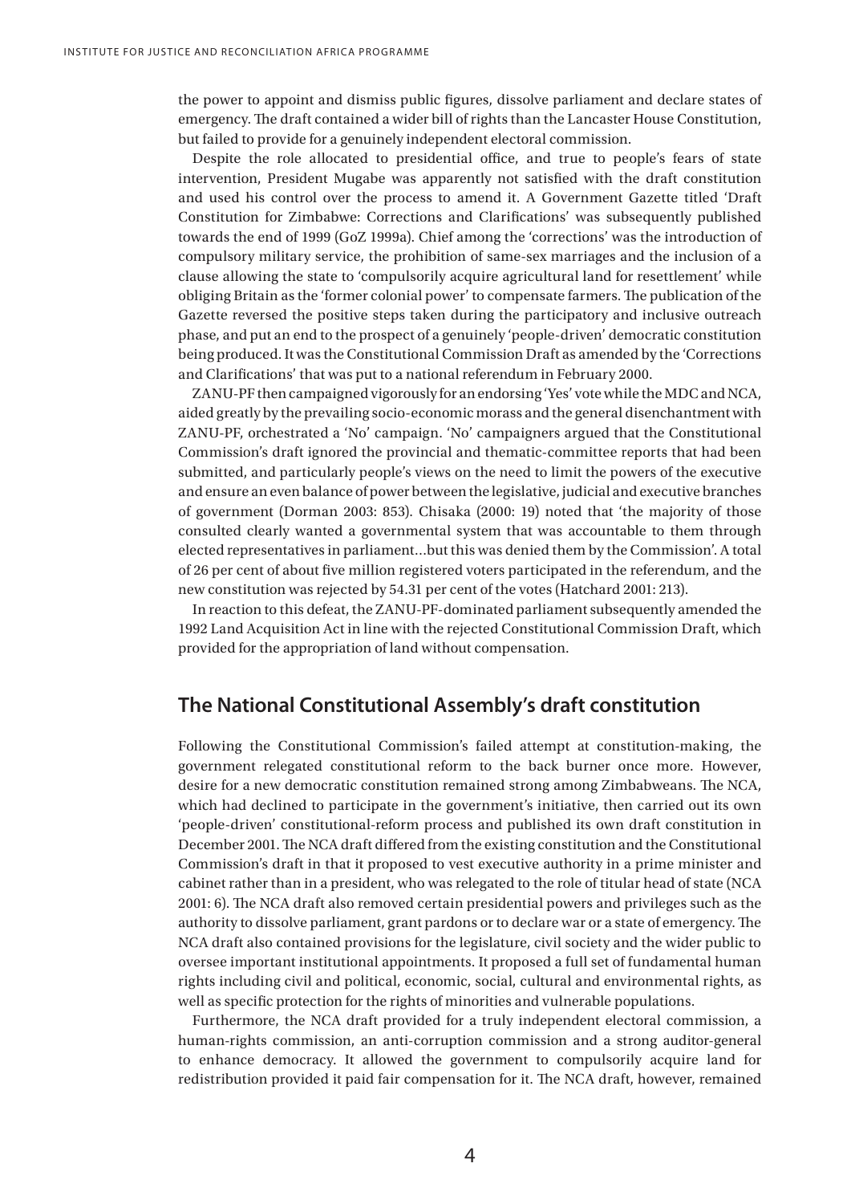the power to appoint and dismiss public figures, dissolve parliament and declare states of emergency. The draft contained a wider bill of rights than the Lancaster House Constitution, but failed to provide for a genuinely independent electoral commission.

Despite the role allocated to presidential office, and true to people's fears of state intervention, President Mugabe was apparently not satisfied with the draft constitution and used his control over the process to amend it. A Government Gazette titled 'Draft Constitution for Zimbabwe: Corrections and Clarifications' was subsequently published towards the end of 1999 (GoZ 1999a). Chief among the 'corrections' was the introduction of compulsory military service, the prohibition of same-sex marriages and the inclusion of a clause allowing the state to 'compulsorily acquire agricultural land for resettlement' while obliging Britain as the 'former colonial power' to compensate farmers. The publication of the Gazette reversed the positive steps taken during the participatory and inclusive outreach phase, and put an end to the prospect of a genuinely 'people-driven' democratic constitution being produced. It was the Constitutional Commission Draft as amended by the 'Corrections and Clarifications' that was put to a national referendum in February 2000.

ZANU-PF then campaigned vigorously for an endorsing 'Yes' vote while the MDC and NCA, aided greatly by the prevailing socio-economic morass and the general disenchantment with ZANU-PF, orchestrated a 'No' campaign. 'No' campaigners argued that the Constitutional Commission's draft ignored the provincial and thematic-committee reports that had been submitted, and particularly people's views on the need to limit the powers of the executive and ensure an even balance of power between the legislative, judicial and executive branches of government (Dorman 2003: 853). Chisaka (2000: 19) noted that 'the majority of those consulted clearly wanted a governmental system that was accountable to them through elected representatives in parliament…but this was denied them by the Commission'. A total of 26 per cent of about five million registered voters participated in the referendum, and the new constitution was rejected by 54.31 per cent of the votes (Hatchard 2001: 213).

In reaction to this defeat, the ZANU-PF-dominated parliament subsequently amended the 1992 Land Acquisition Act in line with the rejected Constitutional Commission Draft, which provided for the appropriation of land without compensation.

## The National Constitutional Assembly's draft constitution

Following the Constitutional Commission's failed attempt at constitution-making, the government relegated constitutional reform to the back burner once more. However, desire for a new democratic constitution remained strong among Zimbabweans. The NCA, which had declined to participate in the government's initiative, then carried out its own 'people-driven' constitutional-reform process and published its own draft constitution in December 2001. The NCA draft differed from the existing constitution and the Constitutional Commission's draft in that it proposed to vest executive authority in a prime minister and cabinet rather than in a president, who was relegated to the role of titular head of state (NCA 2001: 6). The NCA draft also removed certain presidential powers and privileges such as the authority to dissolve parliament, grant pardons or to declare war or a state of emergency. The NCA draft also contained provisions for the legislature, civil society and the wider public to oversee important institutional appointments. It proposed a full set of fundamental human rights including civil and political, economic, social, cultural and environmental rights, as well as specific protection for the rights of minorities and vulnerable populations.

Furthermore, the NCA draft provided for a truly independent electoral commission, a human-rights commission, an anti-corruption commission and a strong auditor-general to enhance democracy. It allowed the government to compulsorily acquire land for redistribution provided it paid fair compensation for it. The NCA draft, however, remained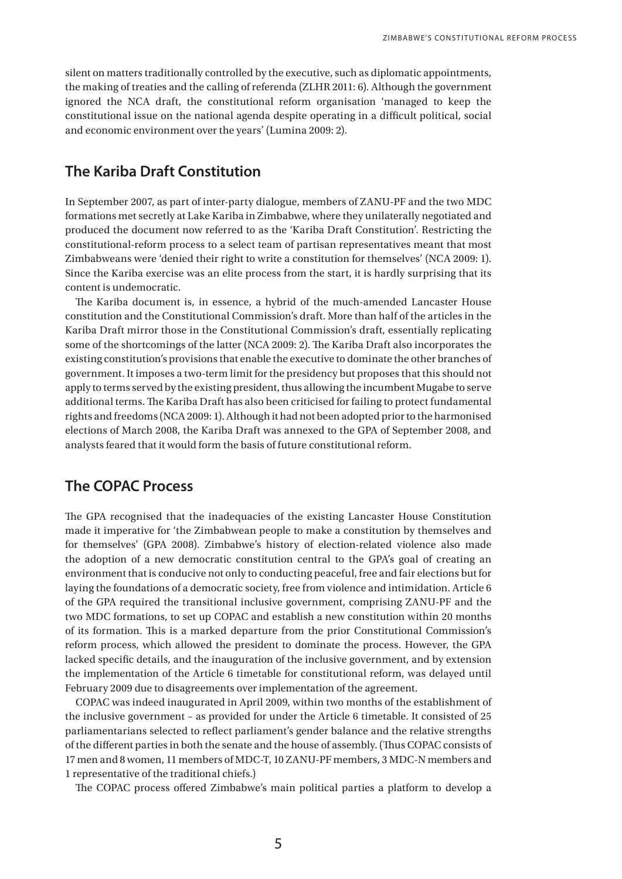silent on matters traditionally controlled by the executive, such as diplomatic appointments, the making of treaties and the calling of referenda (ZLHR 2011: 6). Although the government ignored the NCA draft, the constitutional reform organisation 'managed to keep the constitutional issue on the national agenda despite operating in a difficult political, social and economic environment over the years' (Lumina 2009: 2).

## The Kariba Draft Constitution

In September 2007, as part of inter-party dialogue, members of ZANU-PF and the two MDC formations met secretly at Lake Kariba in Zimbabwe, where they unilaterally negotiated and produced the document now referred to as the 'Kariba Draft Constitution'. Restricting the constitutional-reform process to a select team of partisan representatives meant that most Zimbabweans were 'denied their right to write a constitution for themselves' (NCA 2009: 1). Since the Kariba exercise was an elite process from the start, it is hardly surprising that its content is undemocratic.

The Kariba document is, in essence, a hybrid of the much-amended Lancaster House constitution and the Constitutional Commission's draft. More than half of the articles in the Kariba Draft mirror those in the Constitutional Commission's draft, essentially replicating some of the shortcomings of the latter (NCA 2009: 2). The Kariba Draft also incorporates the existing constitution's provisions that enable the executive to dominate the other branches of government. It imposes a two-term limit for the presidency but proposes that this should not apply to terms served by the existing president, thus allowing the incumbent Mugabe to serve additional terms. The Kariba Draft has also been criticised for failing to protect fundamental rights and freedoms (NCA 2009: 1). Although it had not been adopted prior to the harmonised elections of March 2008, the Kariba Draft was annexed to the GPA of September 2008, and analysts feared that it would form the basis of future constitutional reform.

## The COPAC Process

The GPA recognised that the inadequacies of the existing Lancaster House Constitution made it imperative for 'the Zimbabwean people to make a constitution by themselves and for themselves' (GPA 2008). Zimbabwe's history of election-related violence also made the adoption of a new democratic constitution central to the GPA's goal of creating an environment that is conducive not only to conducting peaceful, free and fair elections but for laying the foundations of a democratic society, free from violence and intimidation. Article 6 of the GPA required the transitional inclusive government, comprising ZANU-PF and the two MDC formations, to set up COPAC and establish a new constitution within 20 months of its formation. This is a marked departure from the prior Constitutional Commission's reform process, which allowed the president to dominate the process. However, the GPA lacked specific details, and the inauguration of the inclusive government, and by extension the implementation of the Article 6 timetable for constitutional reform, was delayed until February 2009 due to disagreements over implementation of the agreement.

COPAC was indeed inaugurated in April 2009, within two months of the establishment of the inclusive government – as provided for under the Article 6 timetable. It consisted of 25 parliamentarians selected to reflect parliament's gender balance and the relative strengths of the different parties in both the senate and the house of assembly. (Thus COPAC consists of 17 men and 8 women, 11 members of MDC-T, 10 ZANU-PF members, 3 MDC-N members and 1 representative of the traditional chiefs.)

The COPAC process offered Zimbabwe's main political parties a platform to develop a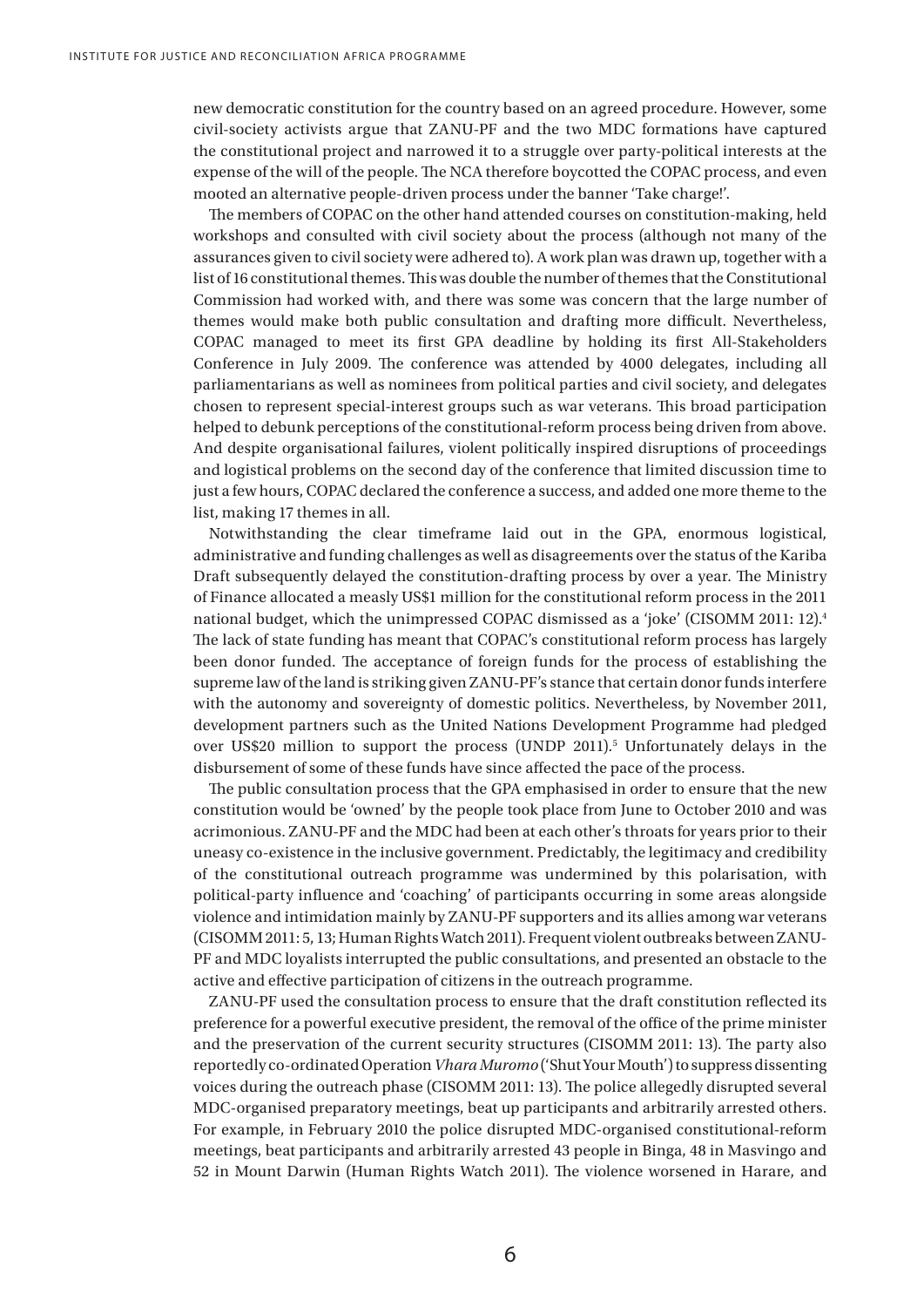new democratic constitution for the country based on an agreed procedure. However, some civil-society activists argue that ZANU-PF and the two MDC formations have captured the constitutional project and narrowed it to a struggle over party-political interests at the expense of the will of the people. The NCA therefore boycotted the COPAC process, and even mooted an alternative people-driven process under the banner 'Take charge!'.

The members of COPAC on the other hand attended courses on constitution-making, held workshops and consulted with civil society about the process (although not many of the assurances given to civil society were adhered to). A work plan was drawn up, together with a list of 16 constitutional themes. This was double the number of themes that the Constitutional Commission had worked with, and there was some was concern that the large number of themes would make both public consultation and drafting more difficult. Nevertheless, COPAC managed to meet its first GPA deadline by holding its first All-Stakeholders Conference in July 2009. The conference was attended by 4000 delegates, including all parliamentarians as well as nominees from political parties and civil society, and delegates chosen to represent special-interest groups such as war veterans. This broad participation helped to debunk perceptions of the constitutional-reform process being driven from above. And despite organisational failures, violent politically inspired disruptions of proceedings and logistical problems on the second day of the conference that limited discussion time to just a few hours, COPAC declared the conference a success, and added one more theme to the list, making 17 themes in all.

Notwithstanding the clear timeframe laid out in the GPA, enormous logistical, administrative and funding challenges as well as disagreements over the status of the Kariba Draft subsequently delayed the constitution-drafting process by over a year. The Ministry of Finance allocated a measly US$1 million for the constitutional reform process in the 2011 national budget, which the unimpressed COPAC dismissed as a 'joke' (CISOMM 2011: 12).[4] The lack of state funding has meant that COPAC's constitutional reform process has largely been donor funded. The acceptance of foreign funds for the process of establishing the supreme law of the land is striking given ZANU-PF's stance that certain donor funds interfere with the autonomy and sovereignty of domestic politics. Nevertheless, by November 2011, development partners such as the United Nations Development Programme had pledged over US$20 million to support the process (UNDP 2011).[5] Unfortunately delays in the disbursement of some of these funds have since affected the pace of the process.

The public consultation process that the GPA emphasised in order to ensure that the new constitution would be 'owned' by the people took place from June to October 2010 and was acrimonious. ZANU-PF and the MDC had been at each other's throats for years prior to their uneasy co-existence in the inclusive government. Predictably, the legitimacy and credibility of the constitutional outreach programme was undermined by this polarisation, with political-party influence and 'coaching' of participants occurring in some areas alongside violence and intimidation mainly by ZANU-PF supporters and its allies among war veterans (CISOMM 2011: 5, 13; Human Rights Watch 2011). Frequent violent outbreaks between ZANU-PF and MDC loyalists interrupted the public consultations, and presented an obstacle to the active and effective participation of citizens in the outreach programme.

ZANU-PF used the consultation process to ensure that the draft constitution reflected its preference for a powerful executive president, the removal of the office of the prime minister and the preservation of the current security structures (CISOMM 2011: 13). The party also reportedly co-ordinated Operation *Vhara Muromo* ('Shut Your Mouth') to suppress dissenting voices during the outreach phase (CISOMM 2011: 13). The police allegedly disrupted several MDC-organised preparatory meetings, beat up participants and arbitrarily arrested others. For example, in February 2010 the police disrupted MDC-organised constitutional-reform meetings, beat participants and arbitrarily arrested 43 people in Binga, 48 in Masvingo and 52 in Mount Darwin (Human Rights Watch 2011). The violence worsened in Harare, and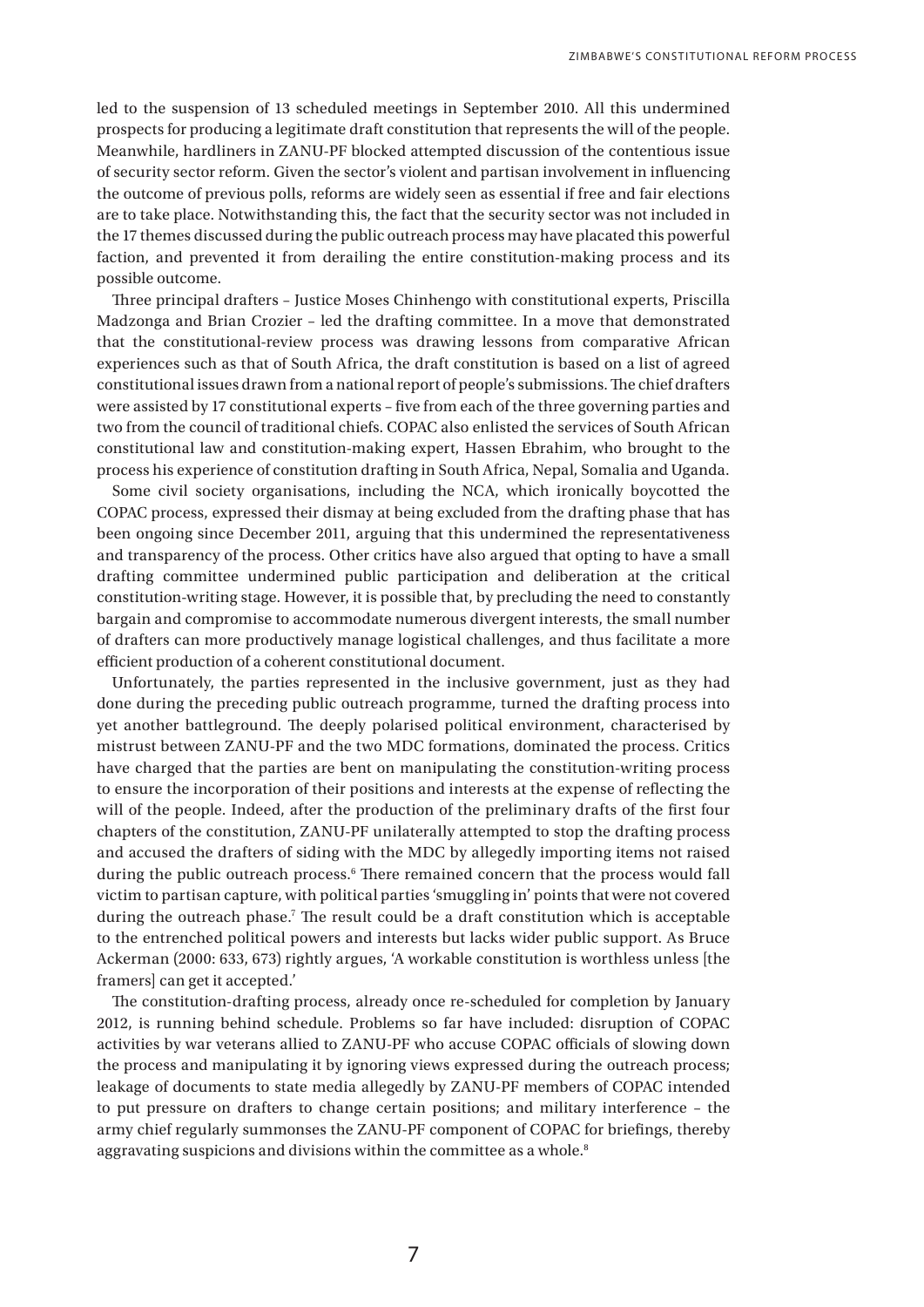led to the suspension of 13 scheduled meetings in September 2010. All this undermined prospects for producing a legitimate draft constitution that represents the will of the people. Meanwhile, hardliners in ZANU-PF blocked attempted discussion of the contentious issue of security sector reform. Given the sector's violent and partisan involvement in influencing the outcome of previous polls, reforms are widely seen as essential if free and fair elections are to take place. Notwithstanding this, the fact that the security sector was not included in the 17 themes discussed during the public outreach process may have placated this powerful faction, and prevented it from derailing the entire constitution-making process and its possible outcome.

Three principal drafters – Justice Moses Chinhengo with constitutional experts, Priscilla Madzonga and Brian Crozier – led the drafting committee. In a move that demonstrated that the constitutional-review process was drawing lessons from comparative African experiences such as that of South Africa, the draft constitution is based on a list of agreed constitutional issues drawn from a national report of people's submissions. The chief drafters were assisted by 17 constitutional experts – five from each of the three governing parties and two from the council of traditional chiefs. COPAC also enlisted the services of South African constitutional law and constitution-making expert, Hassen Ebrahim, who brought to the process his experience of constitution drafting in South Africa, Nepal, Somalia and Uganda.

Some civil society organisations, including the NCA, which ironically boycotted the COPAC process, expressed their dismay at being excluded from the drafting phase that has been ongoing since December 2011, arguing that this undermined the representativeness and transparency of the process. Other critics have also argued that opting to have a small drafting committee undermined public participation and deliberation at the critical constitution-writing stage. However, it is possible that, by precluding the need to constantly bargain and compromise to accommodate numerous divergent interests, the small number of drafters can more productively manage logistical challenges, and thus facilitate a more efficient production of a coherent constitutional document.

Unfortunately, the parties represented in the inclusive government, just as they had done during the preceding public outreach programme, turned the drafting process into yet another battleground. The deeply polarised political environment, characterised by mistrust between ZANU-PF and the two MDC formations, dominated the process. Critics have charged that the parties are bent on manipulating the constitution-writing process to ensure the incorporation of their positions and interests at the expense of reflecting the will of the people. Indeed, after the production of the preliminary drafts of the first four chapters of the constitution, ZANU-PF unilaterally attempted to stop the drafting process and accused the drafters of siding with the MDC by allegedly importing items not raised during the public outreach process.[6] There remained concern that the process would fall victim to partisan capture, with political parties 'smuggling in' points that were not covered during the outreach phase.[7] The result could be a draft constitution which is acceptable to the entrenched political powers and interests but lacks wider public support. As Bruce Ackerman (2000: 633, 673) rightly argues, 'A workable constitution is worthless unless [the framers] can get it accepted.'

The constitution-drafting process, already once re-scheduled for completion by January 2012, is running behind schedule. Problems so far have included: disruption of COPAC activities by war veterans allied to ZANU-PF who accuse COPAC officials of slowing down the process and manipulating it by ignoring views expressed during the outreach process; leakage of documents to state media allegedly by ZANU-PF members of COPAC intended to put pressure on drafters to change certain positions; and military interference – the army chief regularly summonses the ZANU-PF component of COPAC for briefings, thereby aggravating suspicions and divisions within the committee as a whole.[8]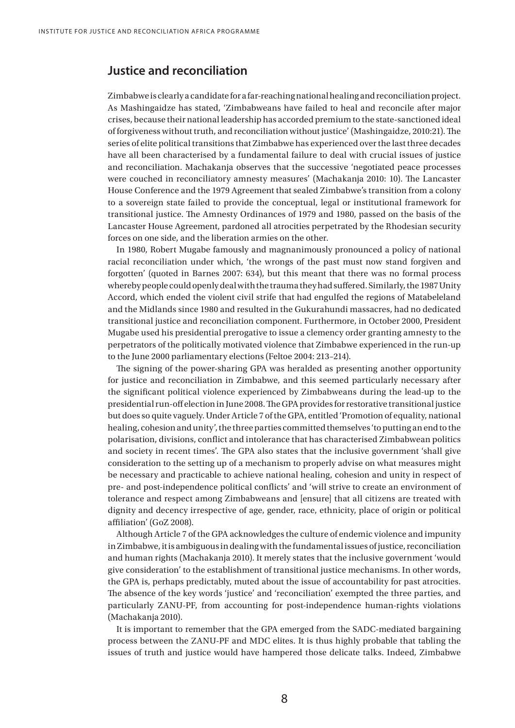## Justice and reconciliation

Zimbabwe is clearly a candidate for a far-reaching national healing and reconciliation project. As Mashingaidze has stated, 'Zimbabweans have failed to heal and reconcile after major crises, because their national leadership has accorded premium to the state-sanctioned ideal of forgiveness without truth, and reconciliation without justice' (Mashingaidze, 2010:21). The series of elite political transitions that Zimbabwe has experienced over the last three decades have all been characterised by a fundamental failure to deal with crucial issues of justice and reconciliation. Machakanja observes that the successive 'negotiated peace processes were couched in reconciliatory amnesty measures' (Machakanja 2010: 10). The Lancaster House Conference and the 1979 Agreement that sealed Zimbabwe's transition from a colony to a sovereign state failed to provide the conceptual, legal or institutional framework for transitional justice. The Amnesty Ordinances of 1979 and 1980, passed on the basis of the Lancaster House Agreement, pardoned all atrocities perpetrated by the Rhodesian security forces on one side, and the liberation armies on the other.

In 1980, Robert Mugabe famously and magnanimously pronounced a policy of national racial reconciliation under which, 'the wrongs of the past must now stand forgiven and forgotten' (quoted in Barnes 2007: 634), but this meant that there was no formal process whereby people could openly deal with the trauma they had suffered. Similarly, the 1987 Unity Accord, which ended the violent civil strife that had engulfed the regions of Matabeleland and the Midlands since 1980 and resulted in the Gukurahundi massacres, had no dedicated transitional justice and reconciliation component. Furthermore, in October 2000, President Mugabe used his presidential prerogative to issue a clemency order granting amnesty to the perpetrators of the politically motivated violence that Zimbabwe experienced in the run-up to the June 2000 parliamentary elections (Feltoe 2004: 213–214).

The signing of the power-sharing GPA was heralded as presenting another opportunity for justice and reconciliation in Zimbabwe, and this seemed particularly necessary after the significant political violence experienced by Zimbabweans during the lead-up to the presidential run-off election in June 2008. The GPA provides for restorative transitional justice but does so quite vaguely. Under Article 7 of the GPA, entitled 'Promotion of equality, national healing, cohesion and unity', the three parties committed themselves 'to putting an end to the polarisation, divisions, conflict and intolerance that has characterised Zimbabwean politics and society in recent times'. The GPA also states that the inclusive government 'shall give consideration to the setting up of a mechanism to properly advise on what measures might be necessary and practicable to achieve national healing, cohesion and unity in respect of pre- and post-independence political conflicts' and 'will strive to create an environment of tolerance and respect among Zimbabweans and [ensure] that all citizens are treated with dignity and decency irrespective of age, gender, race, ethnicity, place of origin or political affiliation' (GoZ 2008).

Although Article 7 of the GPA acknowledges the culture of endemic violence and impunity in Zimbabwe, it is ambiguous in dealing with the fundamental issues of justice, reconciliation and human rights (Machakanja 2010). It merely states that the inclusive government 'would give consideration' to the establishment of transitional justice mechanisms. In other words, the GPA is, perhaps predictably, muted about the issue of accountability for past atrocities. The absence of the key words 'justice' and 'reconciliation' exempted the three parties, and particularly ZANU-PF, from accounting for post-independence human-rights violations (Machakanja 2010).

It is important to remember that the GPA emerged from the SADC-mediated bargaining process between the ZANU-PF and MDC elites. It is thus highly probable that tabling the issues of truth and justice would have hampered those delicate talks. Indeed, Zimbabwe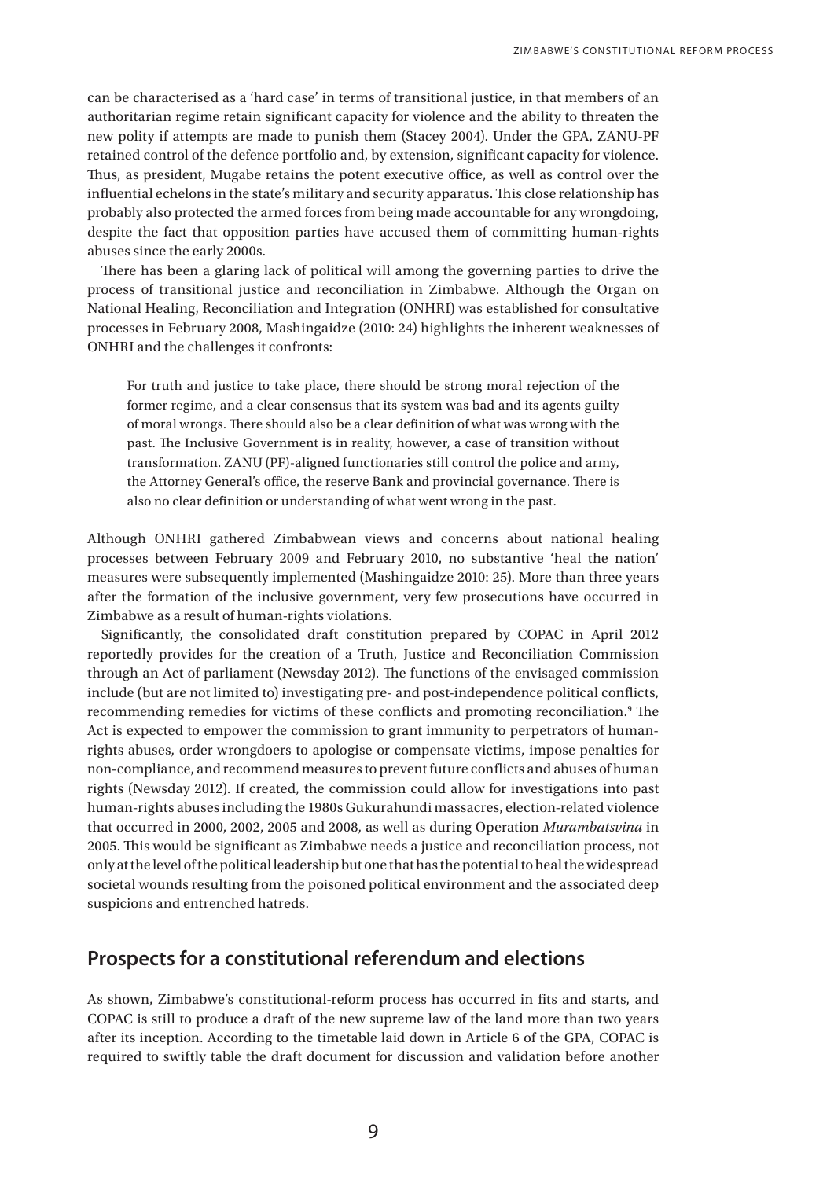can be characterised as a 'hard case' in terms of transitional justice, in that members of an authoritarian regime retain significant capacity for violence and the ability to threaten the new polity if attempts are made to punish them (Stacey 2004). Under the GPA, ZANU-PF retained control of the defence portfolio and, by extension, significant capacity for violence. Thus, as president, Mugabe retains the potent executive office, as well as control over the influential echelons in the state's military and security apparatus. This close relationship has probably also protected the armed forces from being made accountable for any wrongdoing, despite the fact that opposition parties have accused them of committing human-rights abuses since the early 2000s.

There has been a glaring lack of political will among the governing parties to drive the process of transitional justice and reconciliation in Zimbabwe. Although the Organ on National Healing, Reconciliation and Integration (ONHRI) was established for consultative processes in February 2008, Mashingaidze (2010: 24) highlights the inherent weaknesses of ONHRI and the challenges it confronts:

> For truth and justice to take place, there should be strong moral rejection of the former regime, and a clear consensus that its system was bad and its agents guilty of moral wrongs. There should also be a clear definition of what was wrong with the past. The Inclusive Government is in reality, however, a case of transition without transformation. ZANU (PF)-aligned functionaries still control the police and army, the Attorney General's office, the reserve Bank and provincial governance. There is also no clear definition or understanding of what went wrong in the past.

Although ONHRI gathered Zimbabwean views and concerns about national healing processes between February 2009 and February 2010, no substantive 'heal the nation' measures were subsequently implemented (Mashingaidze 2010: 25). More than three years after the formation of the inclusive government, very few prosecutions have occurred in Zimbabwe as a result of human-rights violations.

Significantly, the consolidated draft constitution prepared by COPAC in April 2012 reportedly provides for the creation of a Truth, Justice and Reconciliation Commission through an Act of parliament (Newsday 2012). The functions of the envisaged commission include (but are not limited to) investigating pre- and post-independence political conflicts, recommending remedies for victims of these conflicts and promoting reconciliation.[9] The Act is expected to empower the commission to grant immunity to perpetrators of human-rights abuses, order wrongdoers to apologise or compensate victims, impose penalties for non-compliance, and recommend measures to prevent future conflicts and abuses of human rights (Newsday 2012). If created, the commission could allow for investigations into past human-rights abuses including the 1980s Gukurahundi massacres, election-related violence that occurred in 2000, 2002, 2005 and 2008, as well as during Operation *Murambatsvina* in 2005. This would be significant as Zimbabwe needs a justice and reconciliation process, not only at the level of the political leadership but one that has the potential to heal the widespread societal wounds resulting from the poisoned political environment and the associated deep suspicions and entrenched hatreds.

## Prospects for a constitutional referendum and elections

As shown, Zimbabwe's constitutional-reform process has occurred in fits and starts, and COPAC is still to produce a draft of the new supreme law of the land more than two years after its inception. According to the timetable laid down in Article 6 of the GPA, COPAC is required to swiftly table the draft document for discussion and validation before another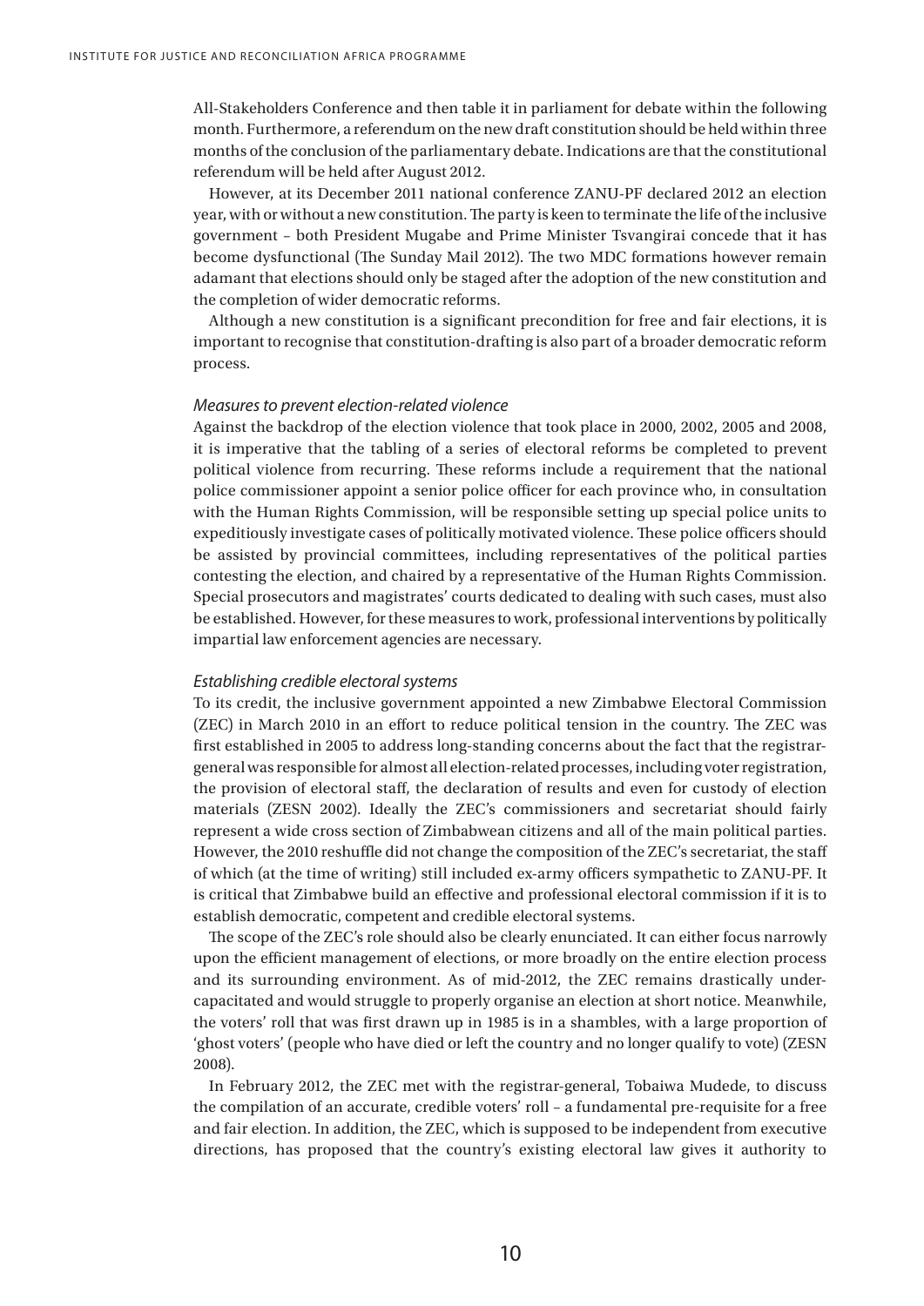All-Stakeholders Conference and then table it in parliament for debate within the following month. Furthermore, a referendum on the new draft constitution should be held within three months of the conclusion of the parliamentary debate. Indications are that the constitutional referendum will be held after August 2012.

However, at its December 2011 national conference ZANU-PF declared 2012 an election year, with or without a new constitution. The party is keen to terminate the life of the inclusive government – both President Mugabe and Prime Minister Tsvangirai concede that it has become dysfunctional (The Sunday Mail 2012). The two MDC formations however remain adamant that elections should only be staged after the adoption of the new constitution and the completion of wider democratic reforms.

Although a new constitution is a significant precondition for free and fair elections, it is important to recognise that constitution-drafting is also part of a broader democratic reform process.

### *Measures to prevent election-related violence*

Against the backdrop of the election violence that took place in 2000, 2002, 2005 and 2008, it is imperative that the tabling of a series of electoral reforms be completed to prevent political violence from recurring. These reforms include a requirement that the national police commissioner appoint a senior police officer for each province who, in consultation with the Human Rights Commission, will be responsible setting up special police units to expeditiously investigate cases of politically motivated violence. These police officers should be assisted by provincial committees, including representatives of the political parties contesting the election, and chaired by a representative of the Human Rights Commission. Special prosecutors and magistrates' courts dedicated to dealing with such cases, must also be established. However, for these measures to work, professional interventions by politically impartial law enforcement agencies are necessary.

### *Establishing credible electoral systems*

To its credit, the inclusive government appointed a new Zimbabwe Electoral Commission (ZEC) in March 2010 in an effort to reduce political tension in the country. The ZEC was first established in 2005 to address long-standing concerns about the fact that the registrar-general was responsible for almost all election-related processes, including voter registration, the provision of electoral staff, the declaration of results and even for custody of election materials (ZESN 2002). Ideally the ZEC's commissioners and secretariat should fairly represent a wide cross section of Zimbabwean citizens and all of the main political parties. However, the 2010 reshuffle did not change the composition of the ZEC's secretariat, the staff of which (at the time of writing) still included ex-army officers sympathetic to ZANU-PF. It is critical that Zimbabwe build an effective and professional electoral commission if it is to establish democratic, competent and credible electoral systems.

The scope of the ZEC's role should also be clearly enunciated. It can either focus narrowly upon the efficient management of elections, or more broadly on the entire election process and its surrounding environment. As of mid-2012, the ZEC remains drastically under-capacitated and would struggle to properly organise an election at short notice. Meanwhile, the voters' roll that was first drawn up in 1985 is in a shambles, with a large proportion of 'ghost voters' (people who have died or left the country and no longer qualify to vote) (ZESN 2008).

In February 2012, the ZEC met with the registrar-general, Tobaiwa Mudede, to discuss the compilation of an accurate, credible voters' roll – a fundamental pre-requisite for a free and fair election. In addition, the ZEC, which is supposed to be independent from executive directions, has proposed that the country's existing electoral law gives it authority to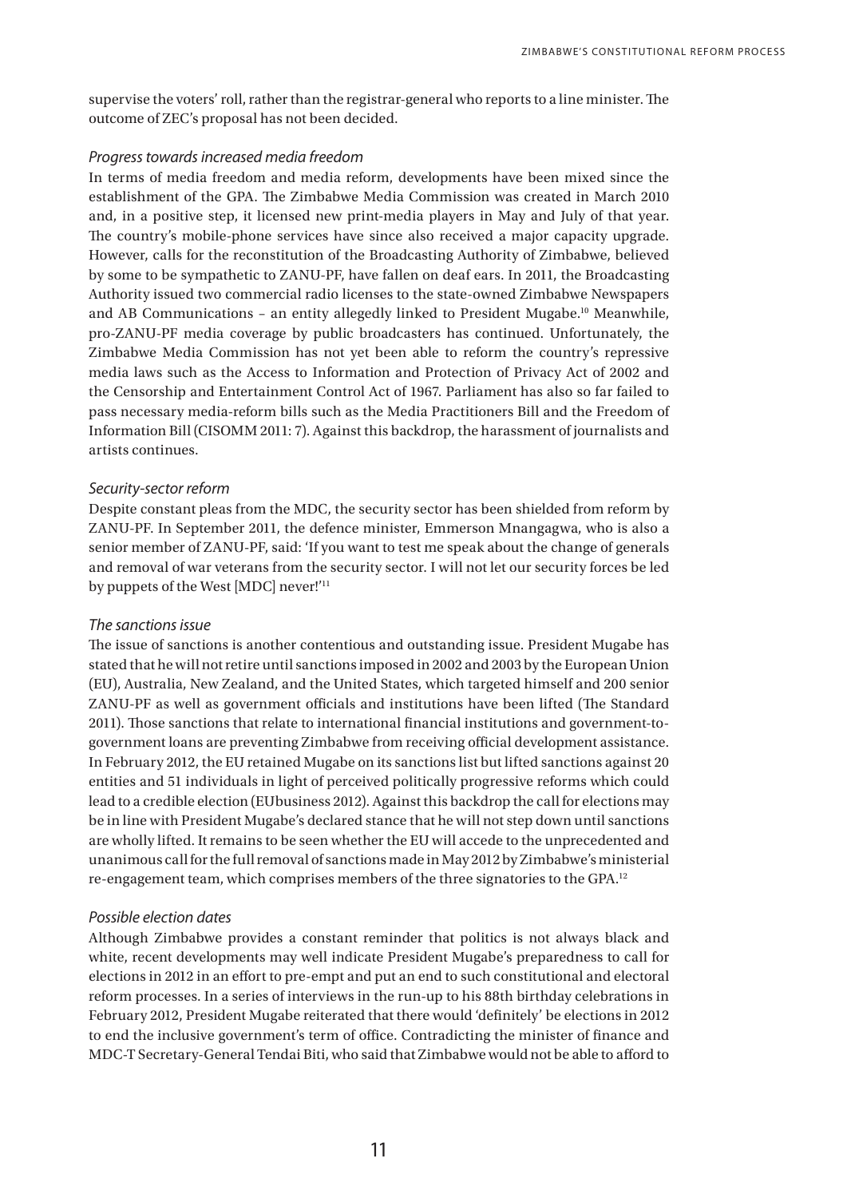supervise the voters' roll, rather than the registrar-general who reports to a line minister. The outcome of ZEC's proposal has not been decided.

### *Progress towards increased media freedom*

In terms of media freedom and media reform, developments have been mixed since the establishment of the GPA. The Zimbabwe Media Commission was created in March 2010 and, in a positive step, it licensed new print-media players in May and July of that year. The country's mobile-phone services have since also received a major capacity upgrade. However, calls for the reconstitution of the Broadcasting Authority of Zimbabwe, believed by some to be sympathetic to ZANU-PF, have fallen on deaf ears. In 2011, the Broadcasting Authority issued two commercial radio licenses to the state-owned Zimbabwe Newspapers and AB Communications – an entity allegedly linked to President Mugabe.[10] Meanwhile, pro-ZANU-PF media coverage by public broadcasters has continued. Unfortunately, the Zimbabwe Media Commission has not yet been able to reform the country's repressive media laws such as the Access to Information and Protection of Privacy Act of 2002 and the Censorship and Entertainment Control Act of 1967. Parliament has also so far failed to pass necessary media-reform bills such as the Media Practitioners Bill and the Freedom of Information Bill (CISOMM 2011: 7). Against this backdrop, the harassment of journalists and artists continues.

### *Security-sector reform*

Despite constant pleas from the MDC, the security sector has been shielded from reform by ZANU-PF. In September 2011, the defence minister, Emmerson Mnangagwa, who is also a senior member of ZANU-PF, said: 'If you want to test me speak about the change of generals and removal of war veterans from the security sector. I will not let our security forces be led by puppets of the West [MDC] never!'[11]

### *The sanctions issue*

The issue of sanctions is another contentious and outstanding issue. President Mugabe has stated that he will not retire until sanctions imposed in 2002 and 2003 by the European Union (EU), Australia, New Zealand, and the United States, which targeted himself and 200 senior ZANU-PF as well as government officials and institutions have been lifted (The Standard 2011). Those sanctions that relate to international financial institutions and government-to-government loans are preventing Zimbabwe from receiving official development assistance. In February 2012, the EU retained Mugabe on its sanctions list but lifted sanctions against 20 entities and 51 individuals in light of perceived politically progressive reforms which could lead to a credible election (EUbusiness 2012). Against this backdrop the call for elections may be in line with President Mugabe's declared stance that he will not step down until sanctions are wholly lifted. It remains to be seen whether the EU will accede to the unprecedented and unanimous call for the full removal of sanctions made in May 2012 by Zimbabwe's ministerial re-engagement team, which comprises members of the three signatories to the GPA.[12]

### *Possible election dates*

Although Zimbabwe provides a constant reminder that politics is not always black and white, recent developments may well indicate President Mugabe's preparedness to call for elections in 2012 in an effort to pre-empt and put an end to such constitutional and electoral reform processes. In a series of interviews in the run-up to his 88th birthday celebrations in February 2012, President Mugabe reiterated that there would 'definitely' be elections in 2012 to end the inclusive government's term of office. Contradicting the minister of finance and MDC-T Secretary-General Tendai Biti, who said that Zimbabwe would not be able to afford to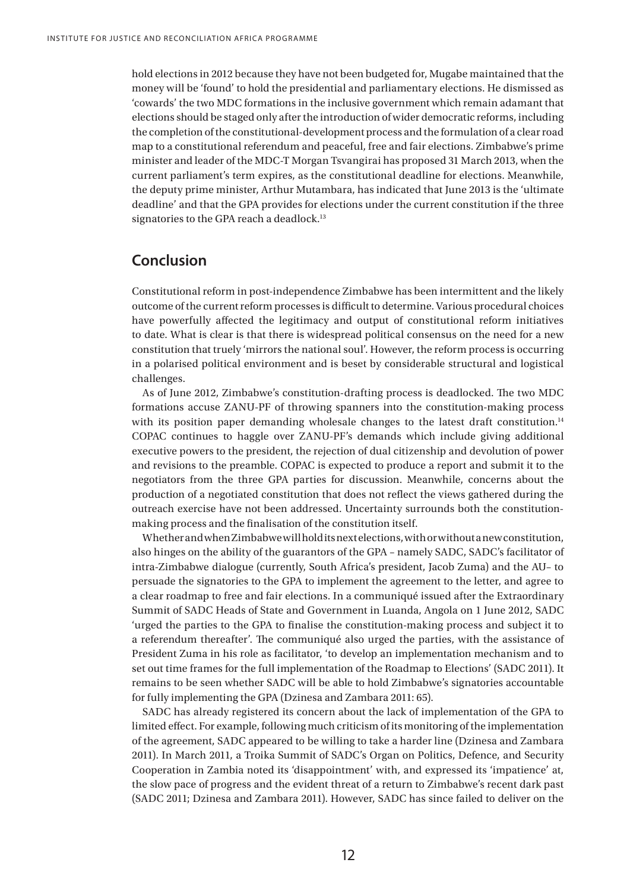hold elections in 2012 because they have not been budgeted for, Mugabe maintained that the money will be 'found' to hold the presidential and parliamentary elections. He dismissed as 'cowards' the two MDC formations in the inclusive government which remain adamant that elections should be staged only after the introduction of wider democratic reforms, including the completion of the constitutional-development process and the formulation of a clear road map to a constitutional referendum and peaceful, free and fair elections. Zimbabwe's prime minister and leader of the MDC-T Morgan Tsvangirai has proposed 31 March 2013, when the current parliament's term expires, as the constitutional deadline for elections. Meanwhile, the deputy prime minister, Arthur Mutambara, has indicated that June 2013 is the 'ultimate deadline' and that the GPA provides for elections under the current constitution if the three signatories to the GPA reach a deadlock.[13]

## Conclusion

Constitutional reform in post-independence Zimbabwe has been intermittent and the likely outcome of the current reform processes is difficult to determine. Various procedural choices have powerfully affected the legitimacy and output of constitutional reform initiatives to date. What is clear is that there is widespread political consensus on the need for a new constitution that truely 'mirrors the national soul'. However, the reform process is occurring in a polarised political environment and is beset by considerable structural and logistical challenges.

As of June 2012, Zimbabwe's constitution-drafting process is deadlocked. The two MDC formations accuse ZANU-PF of throwing spanners into the constitution-making process with its position paper demanding wholesale changes to the latest draft constitution.[14] COPAC continues to haggle over ZANU-PF's demands which include giving additional executive powers to the president, the rejection of dual citizenship and devolution of power and revisions to the preamble. COPAC is expected to produce a report and submit it to the negotiators from the three GPA parties for discussion. Meanwhile, concerns about the production of a negotiated constitution that does not reflect the views gathered during the outreach exercise have not been addressed. Uncertainty surrounds both the constitution-making process and the finalisation of the constitution itself.

Whether and when Zimbabwe will hold its next elections, with or without a new constitution, also hinges on the ability of the guarantors of the GPA – namely SADC, SADC's facilitator of intra-Zimbabwe dialogue (currently, South Africa's president, Jacob Zuma) and the AU– to persuade the signatories to the GPA to implement the agreement to the letter, and agree to a clear roadmap to free and fair elections. In a communiqué issued after the Extraordinary Summit of SADC Heads of State and Government in Luanda, Angola on 1 June 2012, SADC 'urged the parties to the GPA to finalise the constitution-making process and subject it to a referendum thereafter'. The communiqué also urged the parties, with the assistance of President Zuma in his role as facilitator, 'to develop an implementation mechanism and to set out time frames for the full implementation of the Roadmap to Elections' (SADC 2011). It remains to be seen whether SADC will be able to hold Zimbabwe's signatories accountable for fully implementing the GPA (Dzinesa and Zambara 2011: 65).

SADC has already registered its concern about the lack of implementation of the GPA to limited effect. For example, following much criticism of its monitoring of the implementation of the agreement, SADC appeared to be willing to take a harder line (Dzinesa and Zambara 2011). In March 2011, a Troika Summit of SADC's Organ on Politics, Defence, and Security Cooperation in Zambia noted its 'disappointment' with, and expressed its 'impatience' at, the slow pace of progress and the evident threat of a return to Zimbabwe's recent dark past (SADC 2011; Dzinesa and Zambara 2011). However, SADC has since failed to deliver on the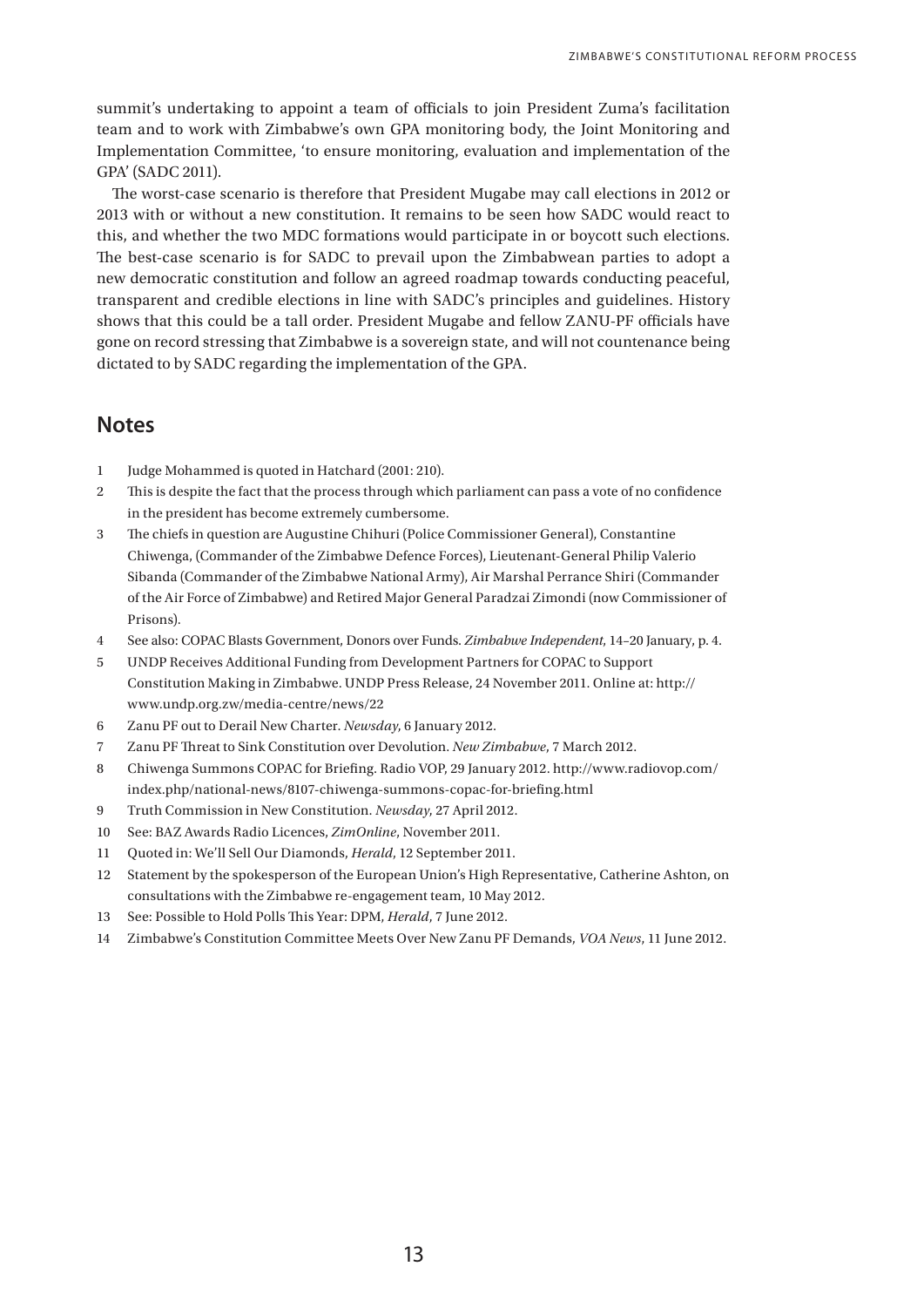summit's undertaking to appoint a team of officials to join President Zuma's facilitation team and to work with Zimbabwe's own GPA monitoring body, the Joint Monitoring and Implementation Committee, 'to ensure monitoring, evaluation and implementation of the GPA' (SADC 2011).

The worst-case scenario is therefore that President Mugabe may call elections in 2012 or 2013 with or without a new constitution. It remains to be seen how SADC would react to this, and whether the two MDC formations would participate in or boycott such elections. The best-case scenario is for SADC to prevail upon the Zimbabwean parties to adopt a new democratic constitution and follow an agreed roadmap towards conducting peaceful, transparent and credible elections in line with SADC's principles and guidelines. History shows that this could be a tall order. President Mugabe and fellow ZANU-PF officials have gone on record stressing that Zimbabwe is a sovereign state, and will not countenance being dictated to by SADC regarding the implementation of the GPA.

## Notes

1. Judge Mohammed is quoted in Hatchard (2001: 210).
2. This is despite the fact that the process through which parliament can pass a vote of no confidence in the president has become extremely cumbersome.
3. The chiefs in question are Augustine Chihuri (Police Commissioner General), Constantine Chiwenga, (Commander of the Zimbabwe Defence Forces), Lieutenant-General Philip Valerio Sibanda (Commander of the Zimbabwe National Army), Air Marshal Perrance Shiri (Commander of the Air Force of Zimbabwe) and Retired Major General Paradzai Zimondi (now Commissioner of Prisons).
4. See also: COPAC Blasts Government, Donors over Funds. *Zimbabwe Independent*, 14–20 January, p. 4.
5. UNDP Receives Additional Funding from Development Partners for COPAC to Support Constitution Making in Zimbabwe. UNDP Press Release, 24 November 2011. Online at: http://www.undp.org.zw/media-centre/news/22
6. Zanu PF out to Derail New Charter. *Newsday*, 6 January 2012.
7. Zanu PF Threat to Sink Constitution over Devolution. *New Zimbabwe*, 7 March 2012.
8. Chiwenga Summons COPAC for Briefing. Radio VOP, 29 January 2012. http://www.radiovop.com/index.php/national-news/8107-chiwenga-summons-copac-for-briefing.html
9. Truth Commission in New Constitution. *Newsday*, 27 April 2012.
10. See: BAZ Awards Radio Licences, *ZimOnline*, November 2011.
11. Quoted in: We'll Sell Our Diamonds, *Herald*, 12 September 2011.
12. Statement by the spokesperson of the European Union's High Representative, Catherine Ashton, on consultations with the Zimbabwe re-engagement team, 10 May 2012.
13. See: Possible to Hold Polls This Year: DPM, *Herald*, 7 June 2012.
14. Zimbabwe's Constitution Committee Meets Over New Zanu PF Demands, *VOA News*, 11 June 2012.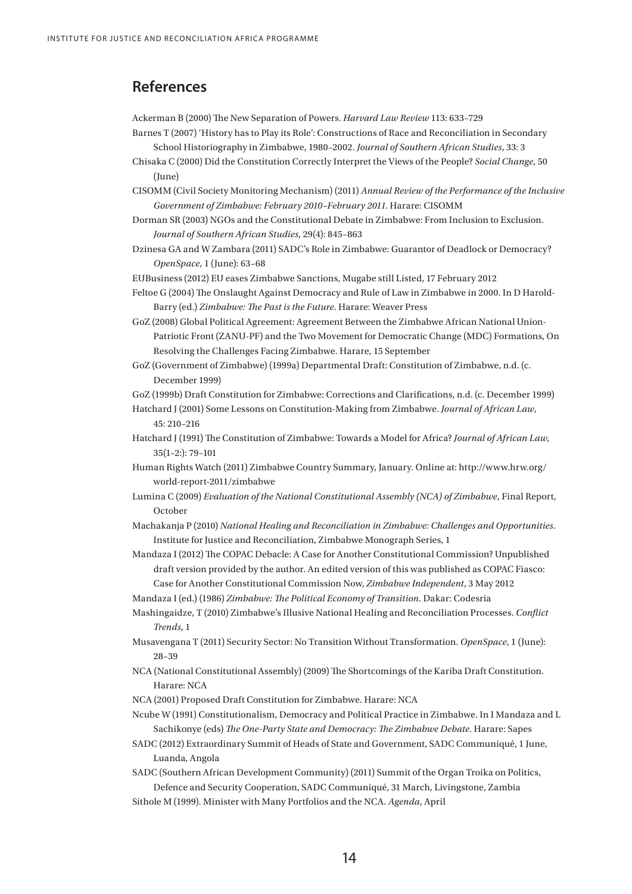## References

Ackerman B (2000) The New Separation of Powers. *Harvard Law Review* 113: 633–729

Barnes T (2007) 'History has to Play its Role': Constructions of Race and Reconciliation in Secondary School Historiography in Zimbabwe, 1980–2002. *Journal of Southern African Studies*, 33: 3

Chisaka C (2000) Did the Constitution Correctly Interpret the Views of the People? *Social Change*, 50 (June)

CISOMM (Civil Society Monitoring Mechanism) (2011) *Annual Review of the Performance of the Inclusive Government of Zimbabwe: February 2010–February 2011*. Harare: CISOMM

Dorman SR (2003) NGOs and the Constitutional Debate in Zimbabwe: From Inclusion to Exclusion. *Journal of Southern African Studies*, 29(4): 845–863

Dzinesa GA and W Zambara (2011) SADC's Role in Zimbabwe: Guarantor of Deadlock or Democracy? *OpenSpace*, 1 (June): 63–68

EUBusiness (2012) EU eases Zimbabwe Sanctions, Mugabe still Listed, 17 February 2012

Feltoe G (2004) The Onslaught Against Democracy and Rule of Law in Zimbabwe in 2000. In D Harold-Barry (ed.) *Zimbabwe: The Past is the Future*. Harare: Weaver Press

GoZ (2008) Global Political Agreement: Agreement Between the Zimbabwe African National Union-Patriotic Front (ZANU-PF) and the Two Movement for Democratic Change (MDC) Formations, On Resolving the Challenges Facing Zimbabwe. Harare, 15 September

GoZ (Government of Zimbabwe) (1999a) Departmental Draft: Constitution of Zimbabwe, n.d. (c. December 1999)

GoZ (1999b) Draft Constitution for Zimbabwe: Corrections and Clarifications, n.d. (c. December 1999)

Hatchard J (2001) Some Lessons on Constitution-Making from Zimbabwe. *Journal of African Law*, 45: 210–216

Hatchard J (1991) The Constitution of Zimbabwe: Towards a Model for Africa? *Journal of African Law*, 35(1–2:): 79–101

Human Rights Watch (2011) Zimbabwe Country Summary, January. Online at: http://www.hrw.org/world-report-2011/zimbabwe

Lumina C (2009) *Evaluation of the National Constitutional Assembly (NCA) of Zimbabwe*, Final Report, October

Machakanja P (2010) *National Healing and Reconciliation in Zimbabwe: Challenges and Opportunities*. Institute for Justice and Reconciliation, Zimbabwe Monograph Series, 1

Mandaza I (2012) The COPAC Debacle: A Case for Another Constitutional Commission? Unpublished draft version provided by the author. An edited version of this was published as COPAC Fiasco: Case for Another Constitutional Commission Now, *Zimbabwe Independent*, 3 May 2012

Mandaza I (ed.) (1986) *Zimbabwe: The Political Economy of Transition*. Dakar: Codesria

Mashingaidze, T (2010) Zimbabwe's Illusive National Healing and Reconciliation Processes. *Conflict Trends*, 1

Musavengana T (2011) Security Sector: No Transition Without Transformation. *OpenSpace*, 1 (June): 28–39

NCA (National Constitutional Assembly) (2009) The Shortcomings of the Kariba Draft Constitution. Harare: NCA

NCA (2001) Proposed Draft Constitution for Zimbabwe. Harare: NCA

Ncube W (1991) Constitutionalism, Democracy and Political Practice in Zimbabwe. In I Mandaza and L Sachikonye (eds) *The One-Party State and Democracy: The Zimbabwe Debate*. Harare: Sapes

SADC (2012) Extraordinary Summit of Heads of State and Government, SADC Communiqué, 1 June, Luanda, Angola

SADC (Southern African Development Community) (2011) Summit of the Organ Troika on Politics, Defence and Security Cooperation, SADC Communiqué, 31 March, Livingstone, Zambia

Sithole M (1999). Minister with Many Portfolios and the NCA. *Agenda*, April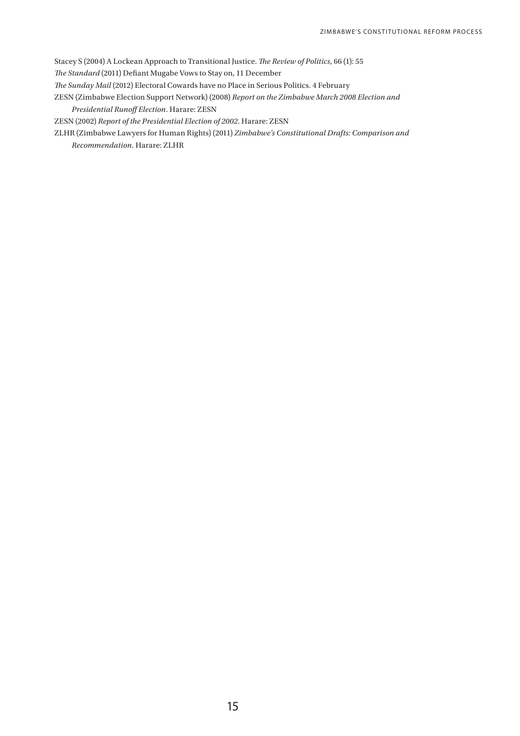Stacey S (2004) A Lockean Approach to Transitional Justice. *The Review of Politics,* 66 (1): 55

*The Standard* (2011) Defiant Mugabe Vows to Stay on, 11 December

*The Sunday Mail* (2012) Electoral Cowards have no Place in Serious Politics. 4 February

ZESN (Zimbabwe Election Support Network) (2008) *Report on the Zimbabwe March 2008 Election and Presidential Runoff Election*. Harare: ZESN

ZESN (2002) *Report of the Presidential Election of 2002*. Harare: ZESN

ZLHR (Zimbabwe Lawyers for Human Rights) (2011) *Zimbabwe's Constitutional Drafts: Comparison and Recommendation*. Harare: ZLHR